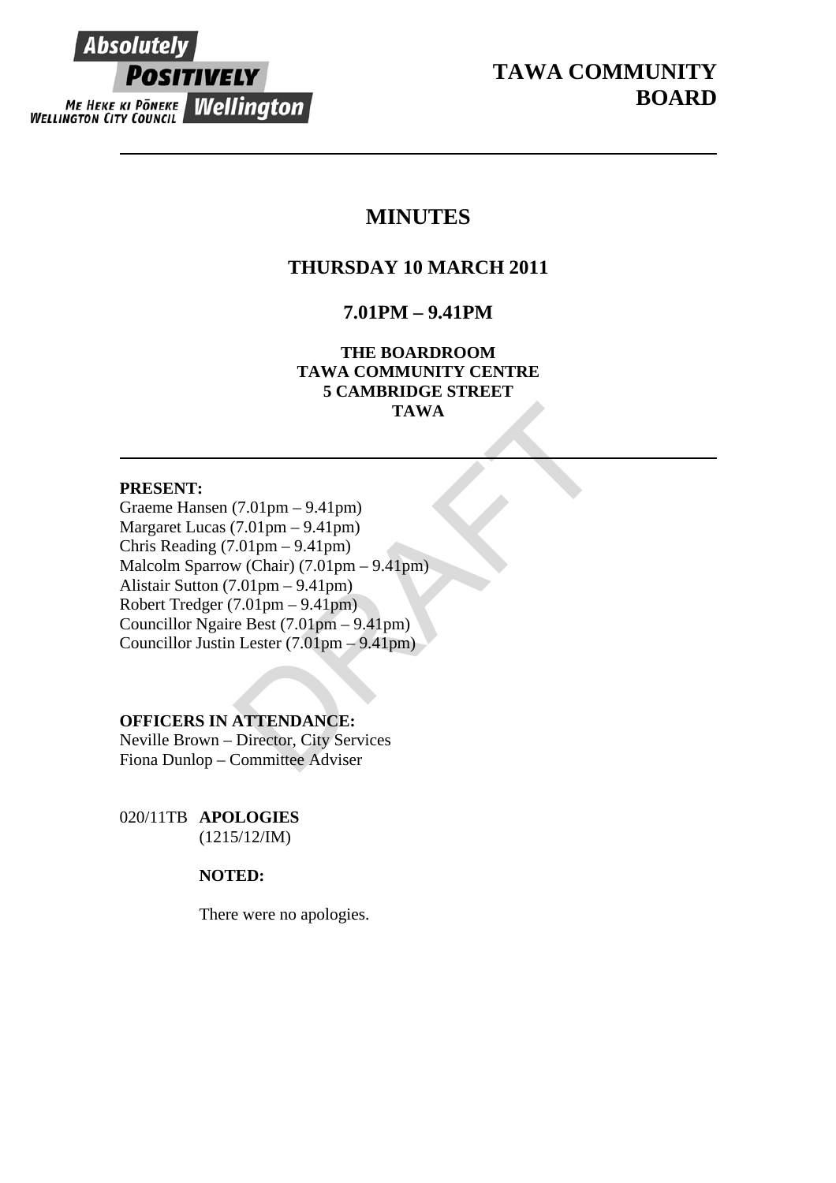# TAWA COMMUNITY BOARD

## MINUTES

### THURSDAY 10 MARCH 2011

### 7.01PM – 9.41PM

**THE BOARDROOM**
**TAWA COMMUNITY CENTRE**
**5 CAMBRIDGE STREET**
**TAWA**

---

**PRESENT:**
Graeme Hansen (7.01pm – 9.41pm)
Margaret Lucas (7.01pm – 9.41pm)
Chris Reading (7.01pm – 9.41pm)
Malcolm Sparrow (Chair) (7.01pm – 9.41pm)
Alistair Sutton (7.01pm – 9.41pm)
Robert Tredger (7.01pm – 9.41pm)
Councillor Ngaire Best (7.01pm – 9.41pm)
Councillor Justin Lester (7.01pm – 9.41pm)

**OFFICERS IN ATTENDANCE:**
Neville Brown – Director, City Services
Fiona Dunlop – Committee Adviser

020/11TB **APOLOGIES**
(1215/12/IM)

**NOTED:**

There were no apologies.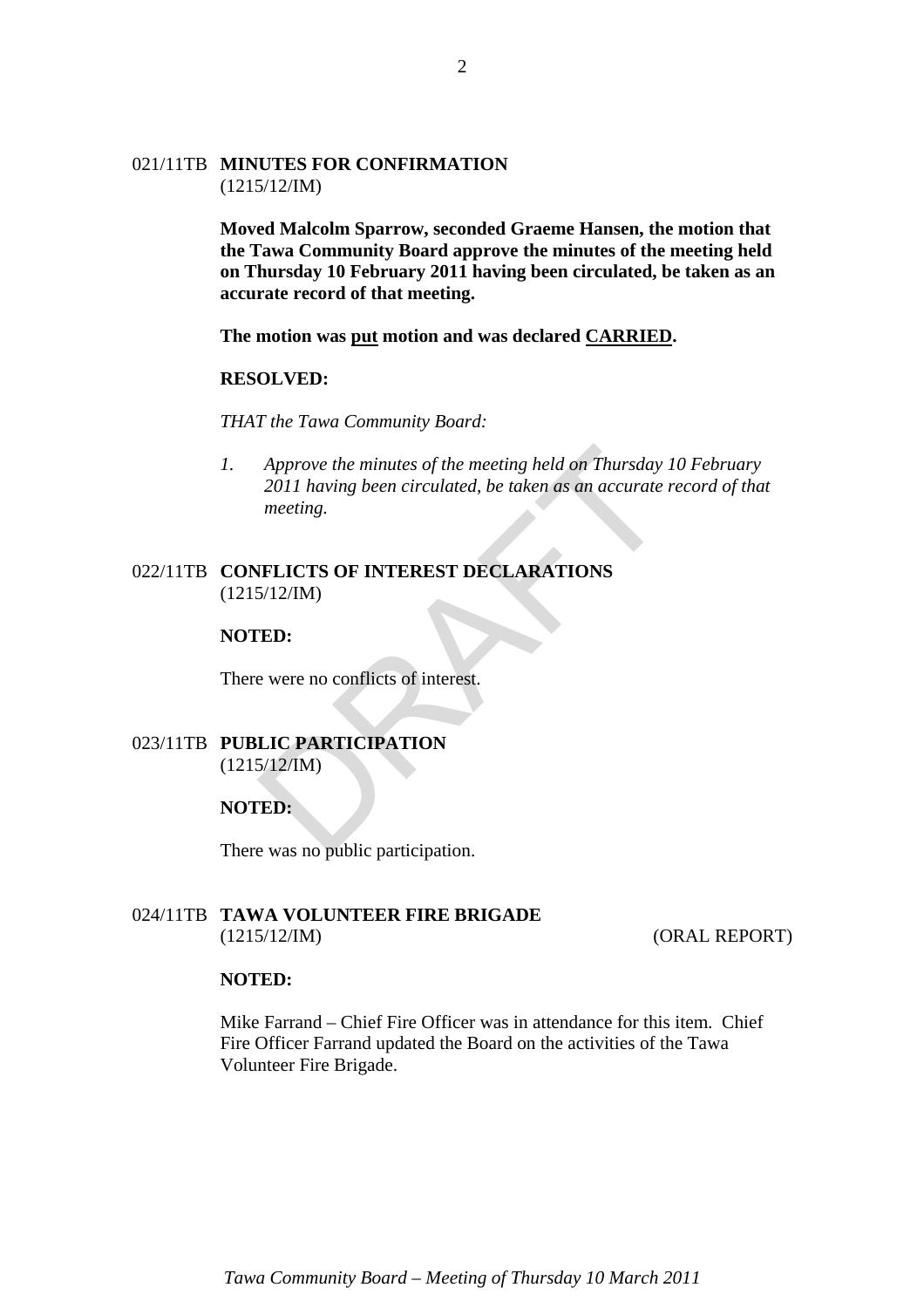021/11TB **MINUTES FOR CONFIRMATION**
(1215/12/IM)

**Moved Malcolm Sparrow, seconded Graeme Hansen, the motion that the Tawa Community Board approve the minutes of the meeting held on Thursday 10 February 2011 having been circulated, be taken as an accurate record of that meeting.**

**The motion was <u>put</u> motion and was declared <u>CARRIED</u>.**

**RESOLVED:**

*THAT the Tawa Community Board:*

1. *Approve the minutes of the meeting held on Thursday 10 February 2011 having been circulated, be taken as an accurate record of that meeting.*

022/11TB **CONFLICTS OF INTEREST DECLARATIONS**
(1215/12/IM)

**NOTED:**

There were no conflicts of interest.

023/11TB **PUBLIC PARTICIPATION**
(1215/12/IM)

**NOTED:**

There was no public participation.

024/11TB **TAWA VOLUNTEER FIRE BRIGADE**
(1215/12/IM) (ORAL REPORT)

**NOTED:**

Mike Farrand – Chief Fire Officer was in attendance for this item. Chief Fire Officer Farrand updated the Board on the activities of the Tawa Volunteer Fire Brigade.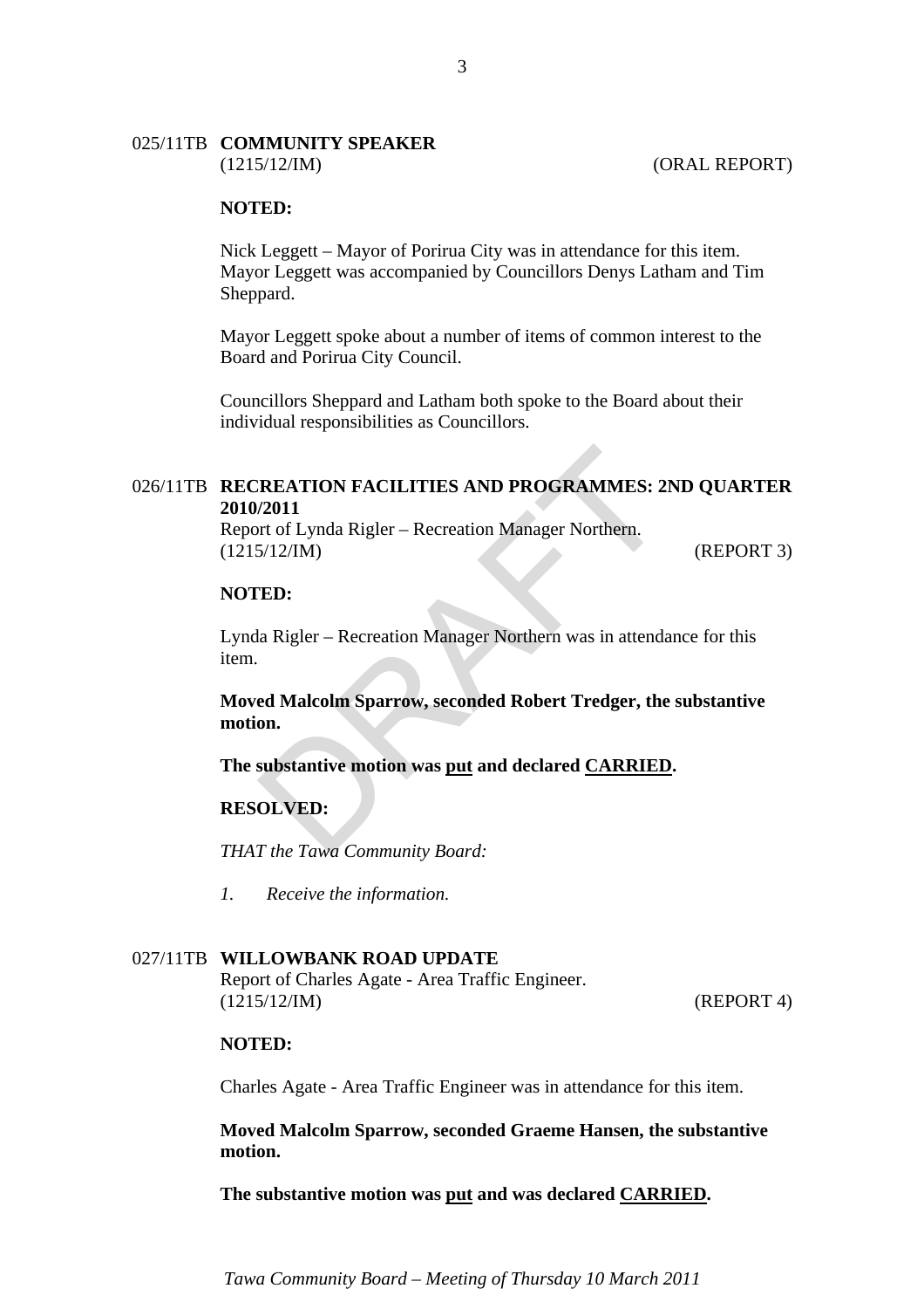025/11TB **COMMUNITY SPEAKER**
(1215/12/IM) (ORAL REPORT)

**NOTED:**

Nick Leggett – Mayor of Porirua City was in attendance for this item. Mayor Leggett was accompanied by Councillors Denys Latham and Tim Sheppard.

Mayor Leggett spoke about a number of items of common interest to the Board and Porirua City Council.

Councillors Sheppard and Latham both spoke to the Board about their individual responsibilities as Councillors.

026/11TB **RECREATION FACILITIES AND PROGRAMMES: 2ND QUARTER 2010/2011**
Report of Lynda Rigler – Recreation Manager Northern.
(1215/12/IM) (REPORT 3)

**NOTED:**

Lynda Rigler – Recreation Manager Northern was in attendance for this item.

**Moved Malcolm Sparrow, seconded Robert Tredger, the substantive motion.**

**The substantive motion was put and declared CARRIED.**

**RESOLVED:**

*THAT the Tawa Community Board:*

*1. Receive the information.*

027/11TB **WILLOWBANK ROAD UPDATE**
Report of Charles Agate - Area Traffic Engineer.
(1215/12/IM) (REPORT 4)

**NOTED:**

Charles Agate - Area Traffic Engineer was in attendance for this item.

**Moved Malcolm Sparrow, seconded Graeme Hansen, the substantive motion.**

**The substantive motion was put and was declared CARRIED.**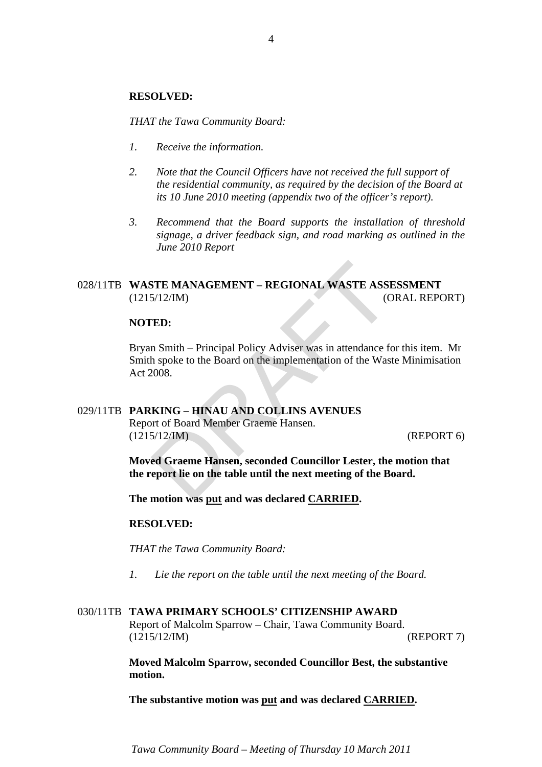**RESOLVED:**

*THAT the Tawa Community Board:*

1. *Receive the information.*

2. *Note that the Council Officers have not received the full support of the residential community, as required by the decision of the Board at its 10 June 2010 meeting (appendix two of the officer's report).*

3. *Recommend that the Board supports the installation of threshold signage, a driver feedback sign, and road marking as outlined in the June 2010 Report*

## 028/11TB WASTE MANAGEMENT – REGIONAL WASTE ASSESSMENT

(1215/12/IM) (ORAL REPORT)

**NOTED:**

Bryan Smith – Principal Policy Adviser was in attendance for this item. Mr Smith spoke to the Board on the implementation of the Waste Minimisation Act 2008.

## 029/11TB PARKING – HINAU AND COLLINS AVENUES

Report of Board Member Graeme Hansen.
(1215/12/IM) (REPORT 6)

**Moved Graeme Hansen, seconded Councillor Lester, the motion that the report lie on the table until the next meeting of the Board.**

**The motion was put and was declared CARRIED.**

**RESOLVED:**

*THAT the Tawa Community Board:*

1. *Lie the report on the table until the next meeting of the Board.*

## 030/11TB TAWA PRIMARY SCHOOLS' CITIZENSHIP AWARD

Report of Malcolm Sparrow – Chair, Tawa Community Board.
(1215/12/IM) (REPORT 7)

**Moved Malcolm Sparrow, seconded Councillor Best, the substantive motion.**

**The substantive motion was put and was declared CARRIED.**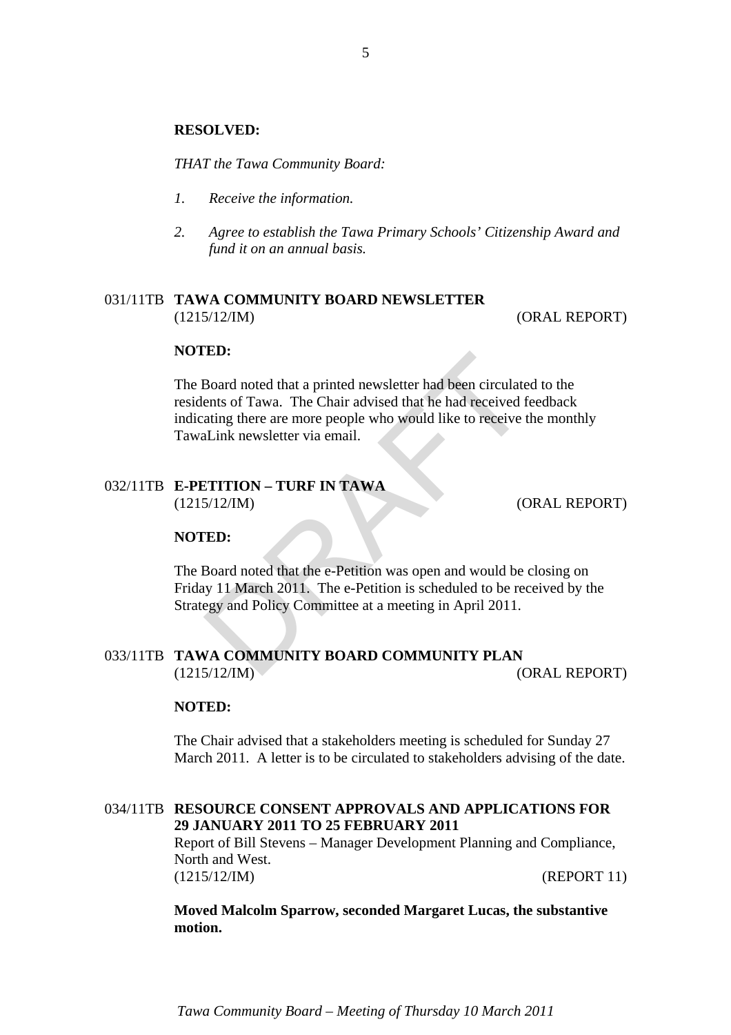**RESOLVED:**

*THAT the Tawa Community Board:*

1. *Receive the information.*
2. *Agree to establish the Tawa Primary Schools' Citizenship Award and fund it on an annual basis.*

## 031/11TB TAWA COMMUNITY BOARD NEWSLETTER

(1215/12/IM) (ORAL REPORT)

**NOTED:**

The Board noted that a printed newsletter had been circulated to the residents of Tawa. The Chair advised that he had received feedback indicating there are more people who would like to receive the monthly TawaLink newsletter via email.

## 032/11TB E-PETITION – TURF IN TAWA

(1215/12/IM) (ORAL REPORT)

**NOTED:**

The Board noted that the e-Petition was open and would be closing on Friday 11 March 2011. The e-Petition is scheduled to be received by the Strategy and Policy Committee at a meeting in April 2011.

## 033/11TB TAWA COMMUNITY BOARD COMMUNITY PLAN

(1215/12/IM) (ORAL REPORT)

**NOTED:**

The Chair advised that a stakeholders meeting is scheduled for Sunday 27 March 2011. A letter is to be circulated to stakeholders advising of the date.

## 034/11TB RESOURCE CONSENT APPROVALS AND APPLICATIONS FOR 29 JANUARY 2011 TO 25 FEBRUARY 2011

Report of Bill Stevens – Manager Development Planning and Compliance, North and West.

(1215/12/IM) (REPORT 11)

**Moved Malcolm Sparrow, seconded Margaret Lucas, the substantive motion.**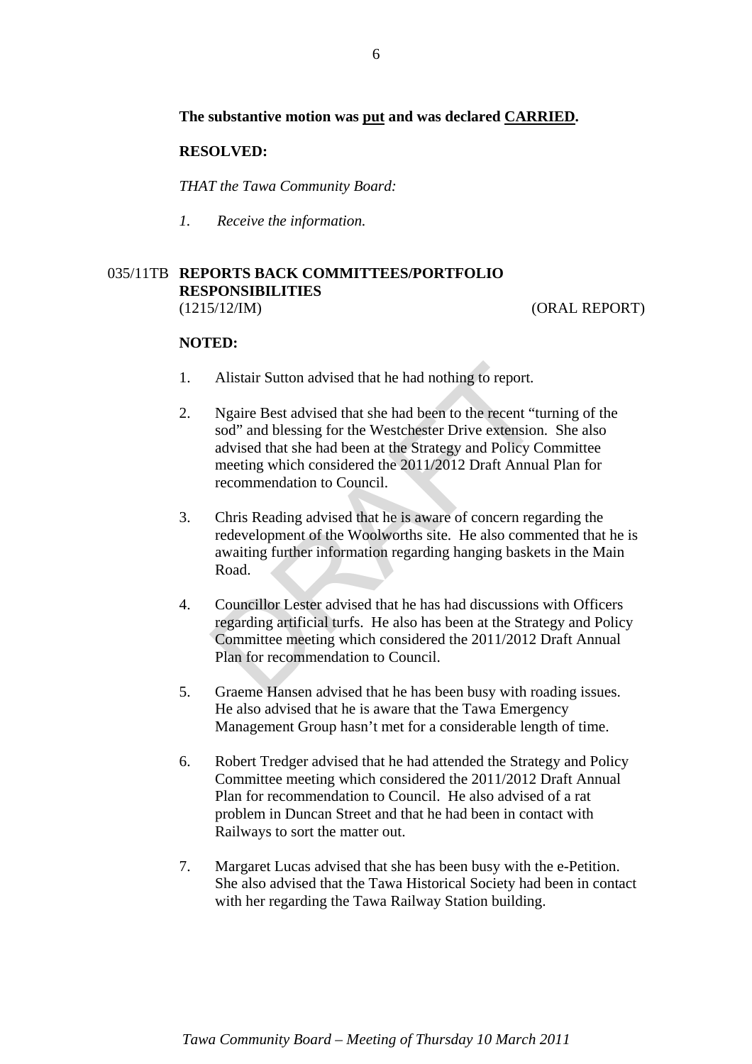**The substantive motion was put and was declared CARRIED.**

**RESOLVED:**

*THAT the Tawa Community Board:*

*1. Receive the information.*

035/11TB **REPORTS BACK COMMITTEES/PORTFOLIO RESPONSIBILITIES**
(1215/12/IM) (ORAL REPORT)

**NOTED:**

1. Alistair Sutton advised that he had nothing to report.

2. Ngaire Best advised that she had been to the recent "turning of the sod" and blessing for the Westchester Drive extension. She also advised that she had been at the Strategy and Policy Committee meeting which considered the 2011/2012 Draft Annual Plan for recommendation to Council.

3. Chris Reading advised that he is aware of concern regarding the redevelopment of the Woolworths site. He also commented that he is awaiting further information regarding hanging baskets in the Main Road.

4. Councillor Lester advised that he has had discussions with Officers regarding artificial turfs. He also has been at the Strategy and Policy Committee meeting which considered the 2011/2012 Draft Annual Plan for recommendation to Council.

5. Graeme Hansen advised that he has been busy with roading issues. He also advised that he is aware that the Tawa Emergency Management Group hasn't met for a considerable length of time.

6. Robert Tredger advised that he had attended the Strategy and Policy Committee meeting which considered the 2011/2012 Draft Annual Plan for recommendation to Council. He also advised of a rat problem in Duncan Street and that he had been in contact with Railways to sort the matter out.

7. Margaret Lucas advised that she has been busy with the e-Petition. She also advised that the Tawa Historical Society had been in contact with her regarding the Tawa Railway Station building.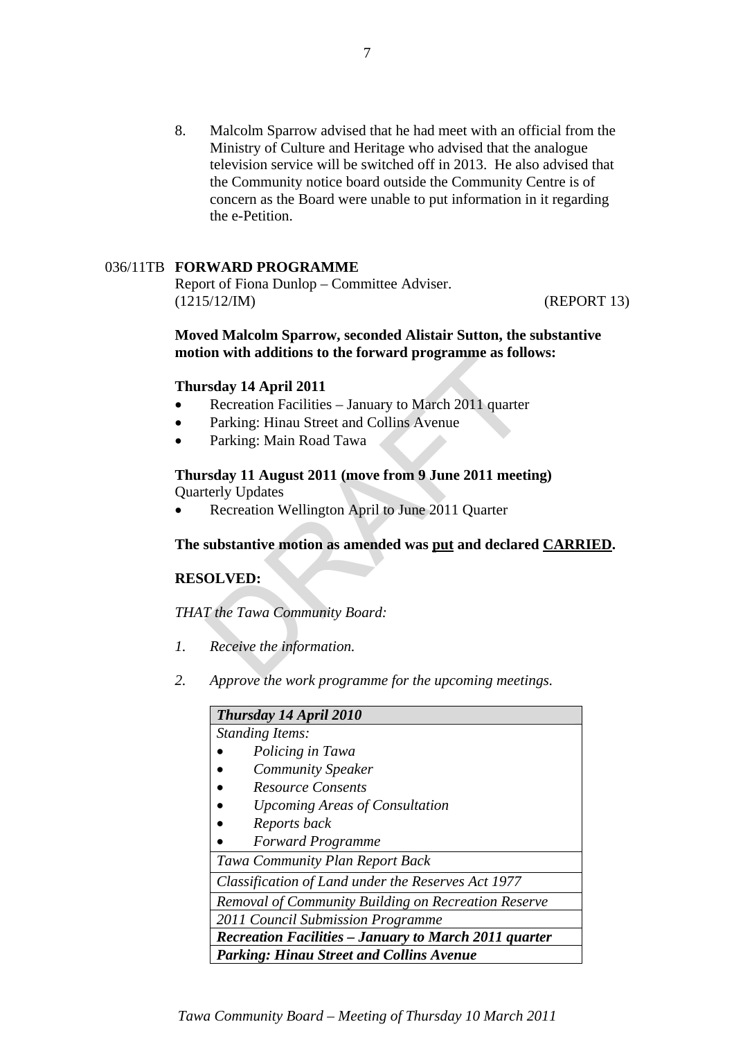8. Malcolm Sparrow advised that he had meet with an official from the Ministry of Culture and Heritage who advised that the analogue television service will be switched off in 2013. He also advised that the Community notice board outside the Community Centre is of concern as the Board were unable to put information in it regarding the e-Petition.

036/11TB **FORWARD PROGRAMME**
Report of Fiona Dunlop – Committee Adviser.
(1215/12/IM) (REPORT 13)

**Moved Malcolm Sparrow, seconded Alistair Sutton, the substantive motion with additions to the forward programme as follows:**

**Thursday 14 April 2011**

- Recreation Facilities – January to March 2011 quarter
- Parking: Hinau Street and Collins Avenue
- Parking: Main Road Tawa

**Thursday 11 August 2011 (move from 9 June 2011 meeting)**
Quarterly Updates

- Recreation Wellington April to June 2011 Quarter

**The substantive motion as amended was put and declared CARRIED.**

**RESOLVED:**

*THAT the Tawa Community Board:*

1. *Receive the information.*

2. *Approve the work programme for the upcoming meetings.*

| ***Thursday 14 April 2010*** |
|---|
| *Standing Items:*<br>• *Policing in Tawa*<br>• *Community Speaker*<br>• *Resource Consents*<br>• *Upcoming Areas of Consultation*<br>• *Reports back*<br>• *Forward Programme* |
| *Tawa Community Plan Report Back* |
| *Classification of Land under the Reserves Act 1977* |
| *Removal of Community Building on Recreation Reserve* |
| *2011 Council Submission Programme* |
| ***Recreation Facilities – January to March 2011 quarter*** |
| ***Parking: Hinau Street and Collins Avenue*** |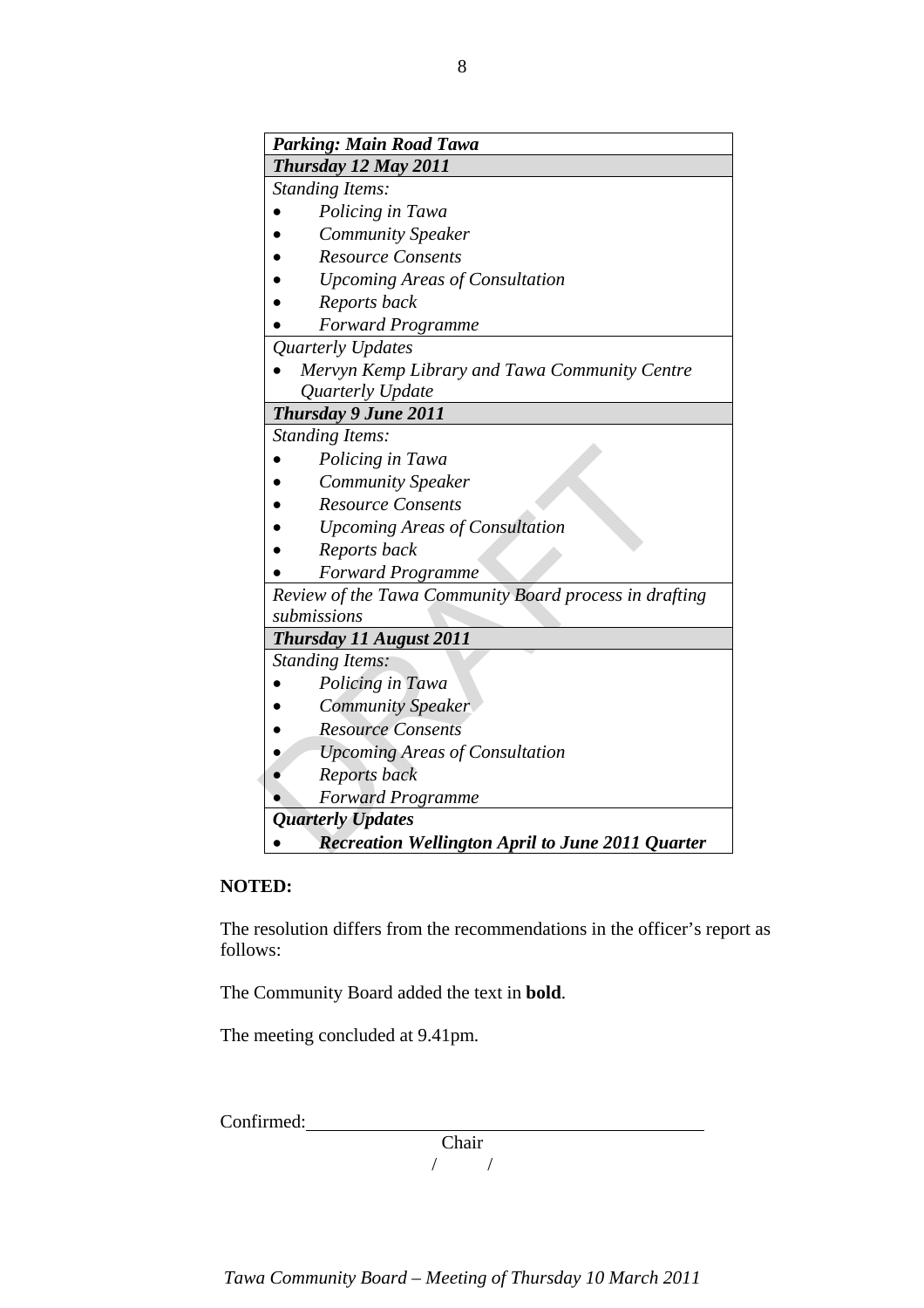| ***Parking: Main Road Tawa*** |
| --- |
| ***Thursday 12 May 2011*** |
| *Standing Items:*<br>• *Policing in Tawa*<br>• *Community Speaker*<br>• *Resource Consents*<br>• *Upcoming Areas of Consultation*<br>• *Reports back*<br>• *Forward Programme* |
| *Quarterly Updates*<br>• *Mervyn Kemp Library and Tawa Community Centre Quarterly Update* |
| ***Thursday 9 June 2011*** |
| *Standing Items:*<br>• *Policing in Tawa*<br>• *Community Speaker*<br>• *Resource Consents*<br>• *Upcoming Areas of Consultation*<br>• *Reports back*<br>• *Forward Programme* |
| *Review of the Tawa Community Board process in drafting submissions* |
| ***Thursday 11 August 2011*** |
| *Standing Items:*<br>• *Policing in Tawa*<br>• *Community Speaker*<br>• *Resource Consents*<br>• *Upcoming Areas of Consultation*<br>• *Reports back*<br>• *Forward Programme* |
| ***Quarterly Updates***<br>• ***Recreation Wellington April to June 2011 Quarter*** |

**NOTED:**

The resolution differs from the recommendations in the officer's report as follows:

The Community Board added the text in **bold**.

The meeting concluded at 9.41pm.

Confirmed: ____________________________________

Chair

/ /

*Tawa Community Board – Meeting of Thursday 10 March 2011*